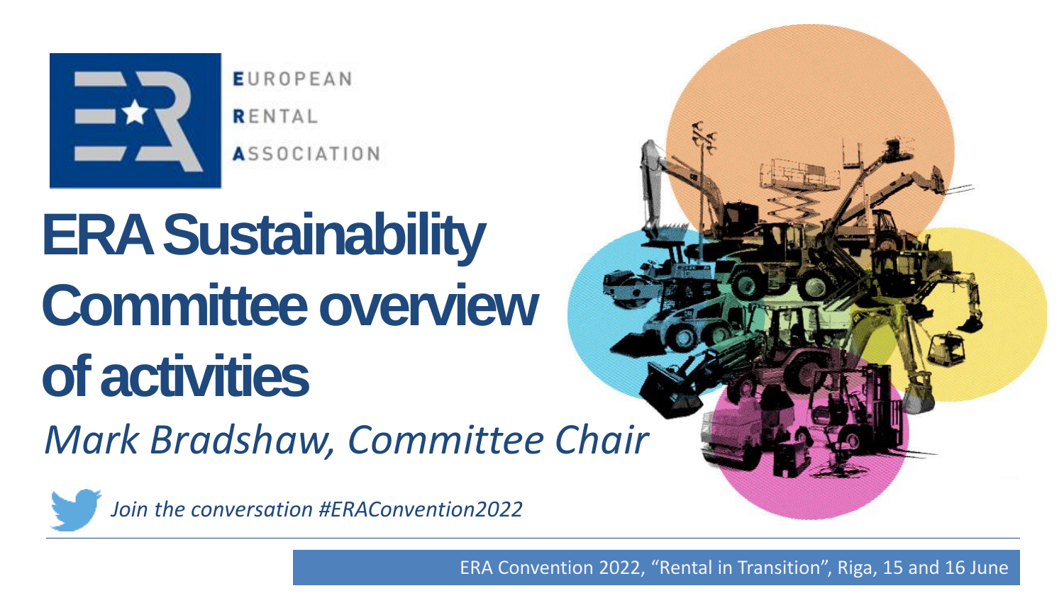EUROPEAN RENTAL ASSOCIATION

# ERA Sustainability Committee overview of activities

*Mark Bradshaw, Committee Chair*

*Join the conversation #ERAConvention2022*

ERA Convention 2022, “Rental in Transition”, Riga, 15 and 16 June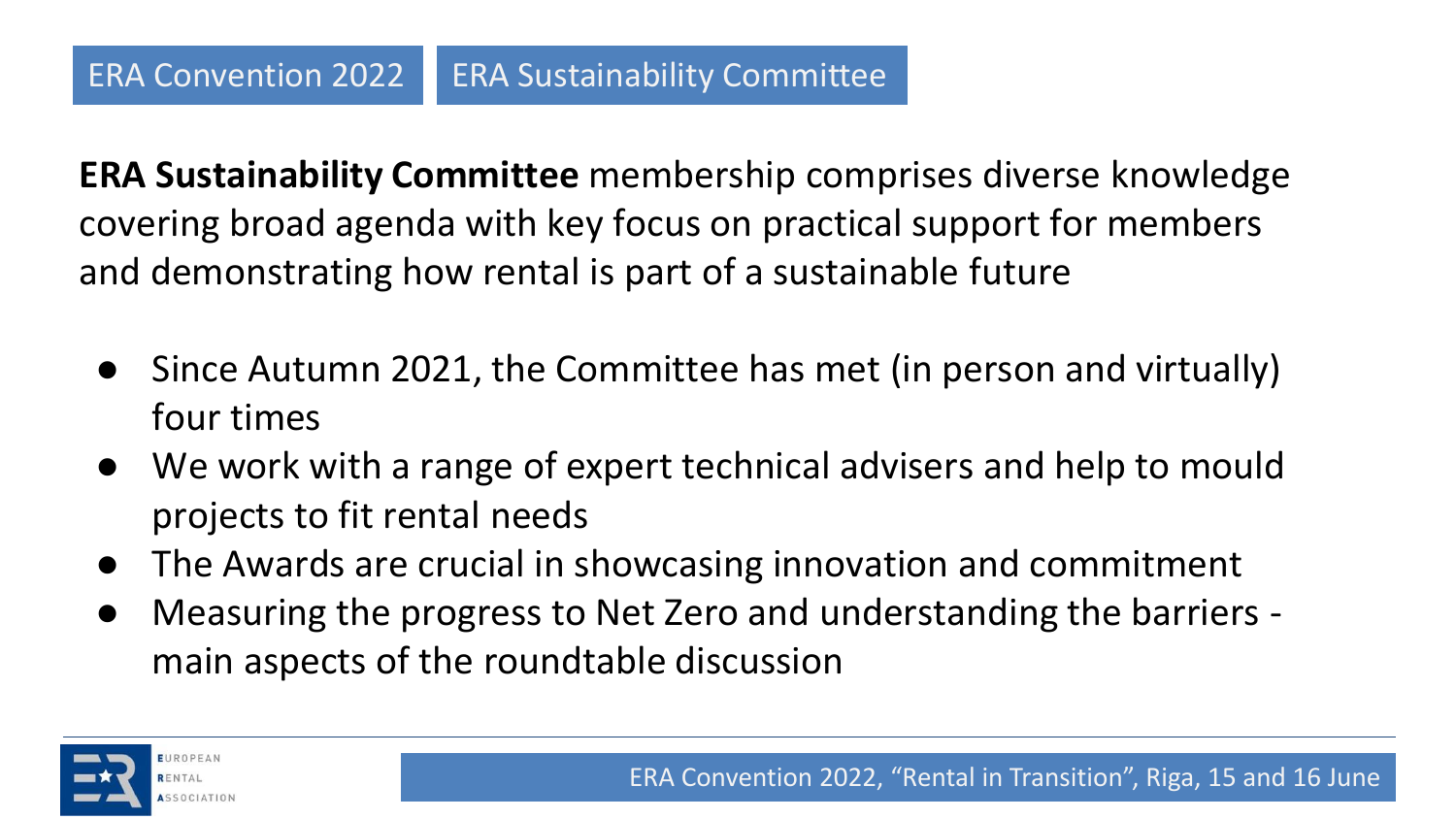ERA Convention 2022 | ERA Sustainability Committee

**ERA Sustainability Committee** membership comprises diverse knowledge covering broad agenda with key focus on practical support for members and demonstrating how rental is part of a sustainable future

- Since Autumn 2021, the Committee has met (in person and virtually) four times
- We work with a range of expert technical advisers and help to mould projects to fit rental needs
- The Awards are crucial in showcasing innovation and commitment
- Measuring the progress to Net Zero and understanding the barriers - main aspects of the roundtable discussion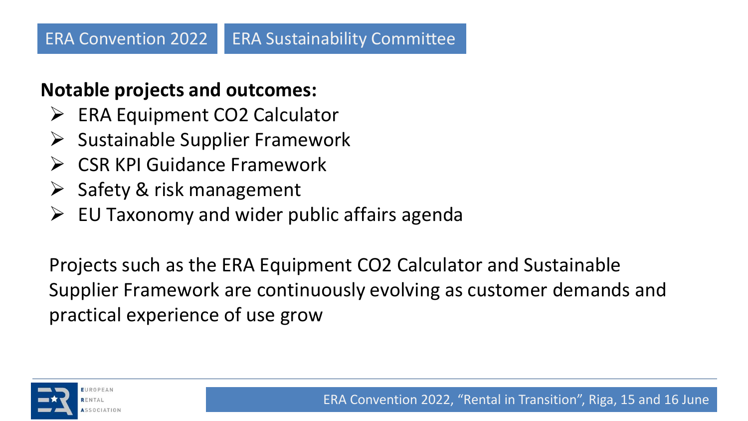ERA Convention 2022 | ERA Sustainability Committee

**Notable projects and outcomes:**

- ERA Equipment CO2 Calculator
- Sustainable Supplier Framework
- CSR KPI Guidance Framework
- Safety & risk management
- EU Taxonomy and wider public affairs agenda

Projects such as the ERA Equipment CO2 Calculator and Sustainable Supplier Framework are continuously evolving as customer demands and practical experience of use grow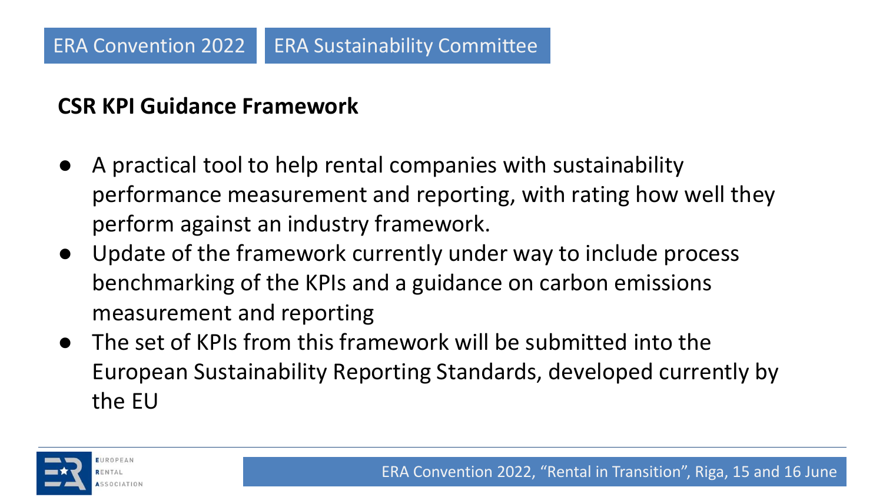ERA Convention 2022 | ERA Sustainability Committee

## CSR KPI Guidance Framework

- A practical tool to help rental companies with sustainability performance measurement and reporting, with rating how well they perform against an industry framework.
- Update of the framework currently under way to include process benchmarking of the KPIs and a guidance on carbon emissions measurement and reporting
- The set of KPIs from this framework will be submitted into the European Sustainability Reporting Standards, developed currently by the EU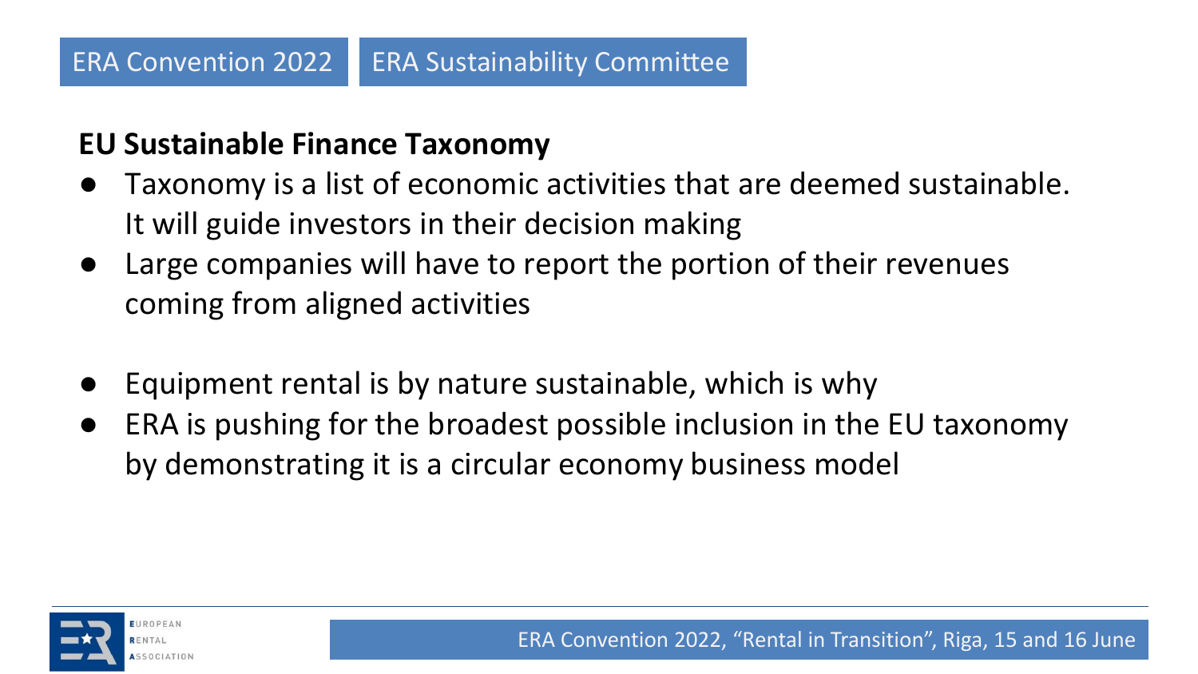## EU Sustainable Finance Taxonomy

- Taxonomy is a list of economic activities that are deemed sustainable. It will guide investors in their decision making
- Large companies will have to report the portion of their revenues coming from aligned activities

- Equipment rental is by nature sustainable, which is why
- ERA is pushing for the broadest possible inclusion in the EU taxonomy by demonstrating it is a circular economy business model